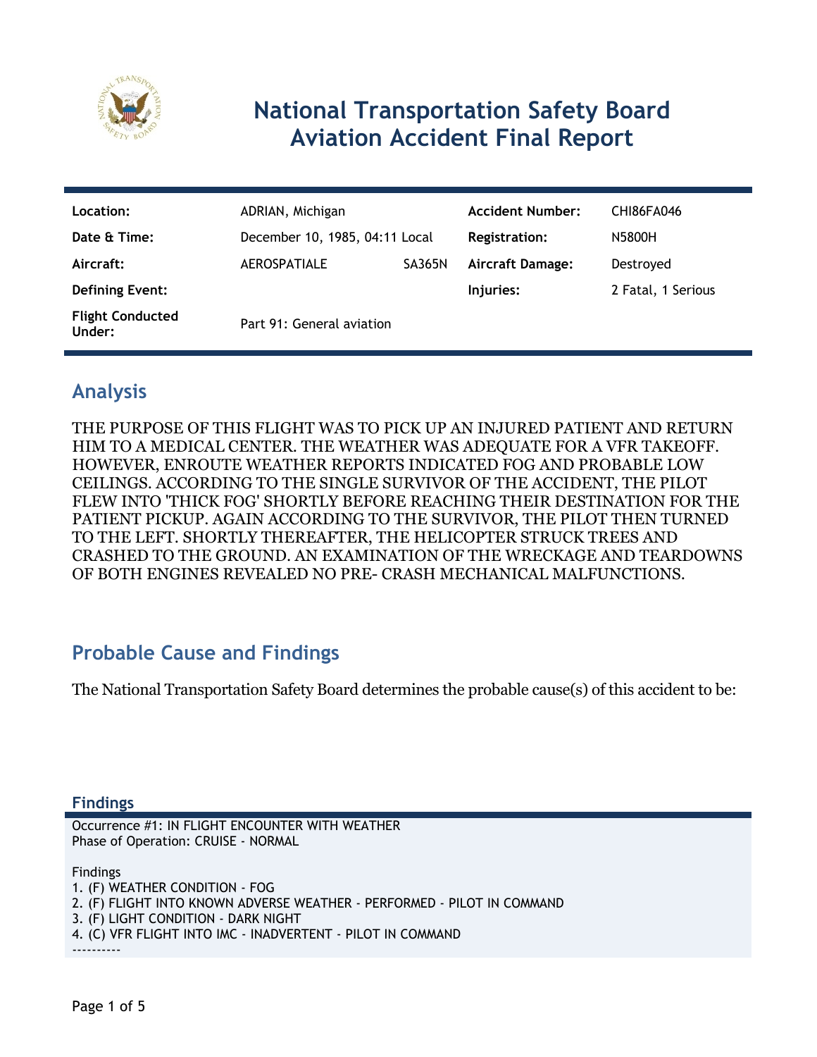# National Transportation Safety Board Aviation Accident Final Report

| | | | |
|---|---|---|---|
| **Location:** | ADRIAN, Michigan | **Accident Number:** | CHI86FA046 |
| **Date & Time:** | December 10, 1985, 04:11 Local | **Registration:** | N5800H |
| **Aircraft:** | AEROSPATIALE SA365N | **Aircraft Damage:** | Destroyed |
| **Defining Event:** | | **Injuries:** | 2 Fatal, 1 Serious |
| **Flight Conducted Under:** | Part 91: General aviation | | |

## Analysis

THE PURPOSE OF THIS FLIGHT WAS TO PICK UP AN INJURED PATIENT AND RETURN HIM TO A MEDICAL CENTER. THE WEATHER WAS ADEQUATE FOR A VFR TAKEOFF. HOWEVER, ENROUTE WEATHER REPORTS INDICATED FOG AND PROBABLE LOW CEILINGS. ACCORDING TO THE SINGLE SURVIVOR OF THE ACCIDENT, THE PILOT FLEW INTO 'THICK FOG' SHORTLY BEFORE REACHING THEIR DESTINATION FOR THE PATIENT PICKUP. AGAIN ACCORDING TO THE SURVIVOR, THE PILOT THEN TURNED TO THE LEFT. SHORTLY THEREAFTER, THE HELICOPTER STRUCK TREES AND CRASHED TO THE GROUND. AN EXAMINATION OF THE WRECKAGE AND TEARDOWNS OF BOTH ENGINES REVEALED NO PRE- CRASH MECHANICAL MALFUNCTIONS.

## Probable Cause and Findings

The National Transportation Safety Board determines the probable cause(s) of this accident to be:

### Findings

Occurrence #1: IN FLIGHT ENCOUNTER WITH WEATHER
Phase of Operation: CRUISE - NORMAL

Findings
1. (F) WEATHER CONDITION - FOG
2. (F) FLIGHT INTO KNOWN ADVERSE WEATHER - PERFORMED - PILOT IN COMMAND
3. (F) LIGHT CONDITION - DARK NIGHT
4. (C) VFR FLIGHT INTO IMC - INADVERTENT - PILOT IN COMMAND

----------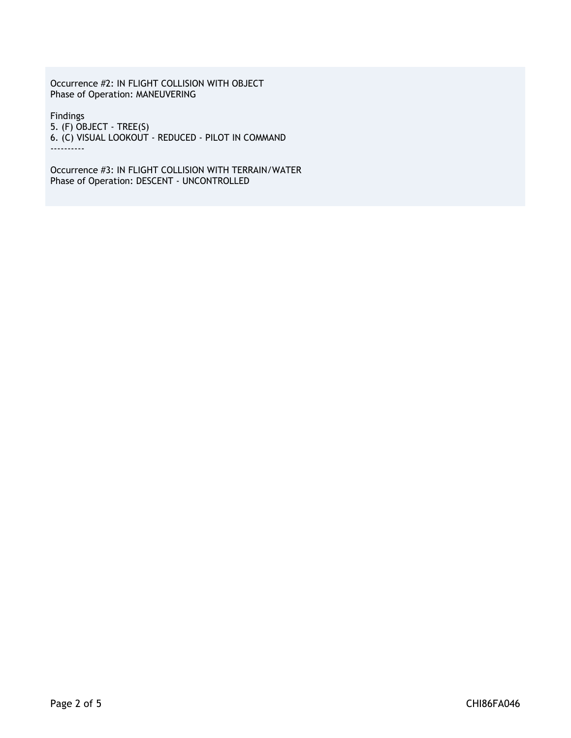Occurrence #2: IN FLIGHT COLLISION WITH OBJECT
Phase of Operation: MANEUVERING

Findings
5. (F) OBJECT - TREE(S)
6. (C) VISUAL LOOKOUT - REDUCED - PILOT IN COMMAND
----------

Occurrence #3: IN FLIGHT COLLISION WITH TERRAIN/WATER
Phase of Operation: DESCENT - UNCONTROLLED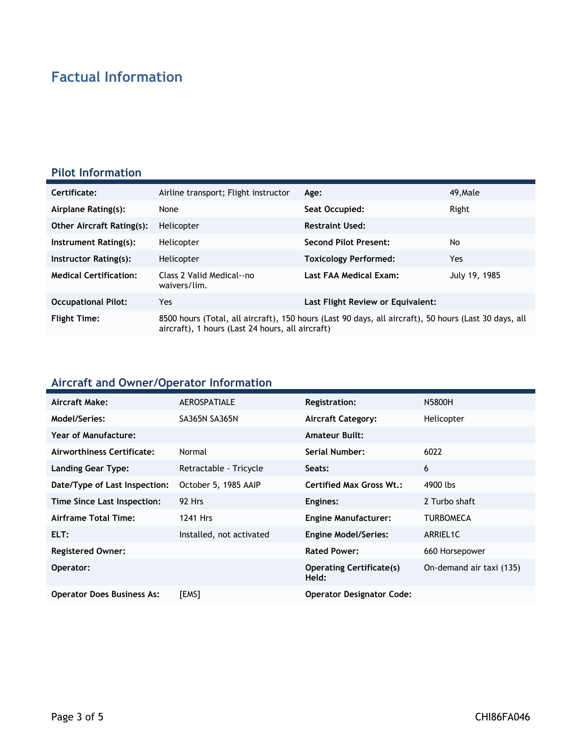# Factual Information

## Pilot Information

| | | | |
|---|---|---|---|
| **Certificate:** | Airline transport; Flight instructor | **Age:** | 49,Male |
| **Airplane Rating(s):** | None | **Seat Occupied:** | Right |
| **Other Aircraft Rating(s):** | Helicopter | **Restraint Used:** | |
| **Instrument Rating(s):** | Helicopter | **Second Pilot Present:** | No |
| **Instructor Rating(s):** | Helicopter | **Toxicology Performed:** | Yes |
| **Medical Certification:** | Class 2 Valid Medical--no waivers/lim. | **Last FAA Medical Exam:** | July 19, 1985 |
| **Occupational Pilot:** | Yes | **Last Flight Review or Equivalent:** | |
| **Flight Time:** | 8500 hours (Total, all aircraft), 150 hours (Last 90 days, all aircraft), 50 hours (Last 30 days, all aircraft), 1 hours (Last 24 hours, all aircraft) | | |

## Aircraft and Owner/Operator Information

| | | | |
|---|---|---|---|
| **Aircraft Make:** | AEROSPATIALE | **Registration:** | N5800H |
| **Model/Series:** | SA365N SA365N | **Aircraft Category:** | Helicopter |
| **Year of Manufacture:** | | **Amateur Built:** | |
| **Airworthiness Certificate:** | Normal | **Serial Number:** | 6022 |
| **Landing Gear Type:** | Retractable - Tricycle | **Seats:** | 6 |
| **Date/Type of Last Inspection:** | October 5, 1985 AAIP | **Certified Max Gross Wt.:** | 4900 lbs |
| **Time Since Last Inspection:** | 92 Hrs | **Engines:** | 2 Turbo shaft |
| **Airframe Total Time:** | 1241 Hrs | **Engine Manufacturer:** | TURBOMECA |
| **ELT:** | Installed, not activated | **Engine Model/Series:** | ARRIEL1C |
| **Registered Owner:** | | **Rated Power:** | 660 Horsepower |
| **Operator:** | | **Operating Certificate(s) Held:** | On-demand air taxi (135) |
| **Operator Does Business As:** | [EMS] | **Operator Designator Code:** | |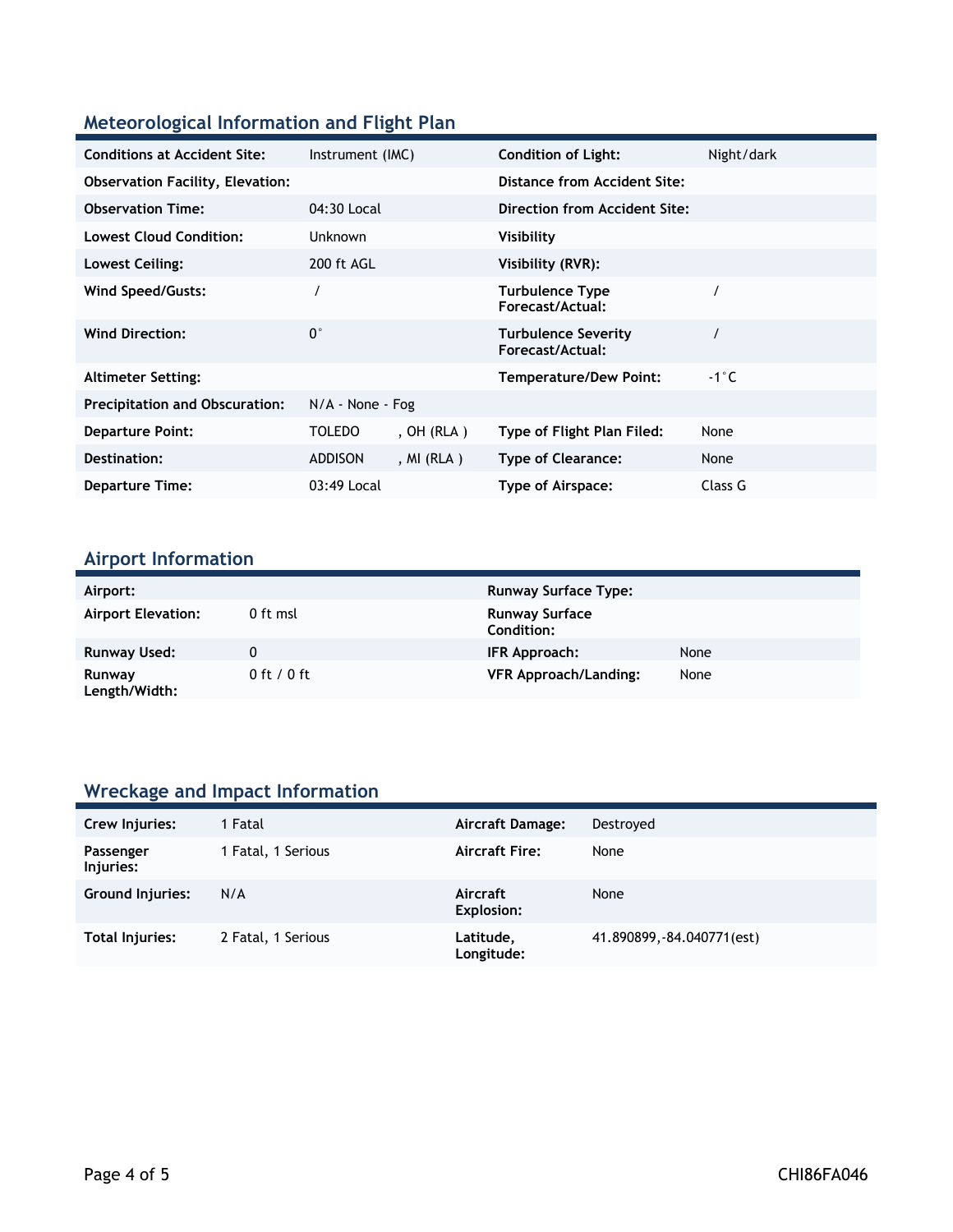## Meteorological Information and Flight Plan

| | | | |
|---|---|---|---|
| **Conditions at Accident Site:** | Instrument (IMC) | **Condition of Light:** | Night/dark |
| **Observation Facility, Elevation:** | | **Distance from Accident Site:** | |
| **Observation Time:** | 04:30 Local | **Direction from Accident Site:** | |
| **Lowest Cloud Condition:** | Unknown | **Visibility** | |
| **Lowest Ceiling:** | 200 ft AGL | **Visibility (RVR):** | |
| **Wind Speed/Gusts:** | / | **Turbulence Type Forecast/Actual:** | / |
| **Wind Direction:** | 0° | **Turbulence Severity Forecast/Actual:** | / |
| **Altimeter Setting:** | | **Temperature/Dew Point:** | -1°C |
| **Precipitation and Obscuration:** | N/A - None - Fog | | |
| **Departure Point:** | TOLEDO , OH (RLA ) | **Type of Flight Plan Filed:** | None |
| **Destination:** | ADDISON , MI (RLA ) | **Type of Clearance:** | None |
| **Departure Time:** | 03:49 Local | **Type of Airspace:** | Class G |

## Airport Information

| | | | |
|---|---|---|---|
| **Airport:** | | **Runway Surface Type:** | |
| **Airport Elevation:** | 0 ft msl | **Runway Surface Condition:** | |
| **Runway Used:** | 0 | **IFR Approach:** | None |
| **Runway Length/Width:** | 0 ft / 0 ft | **VFR Approach/Landing:** | None |

## Wreckage and Impact Information

| | | | |
|---|---|---|---|
| **Crew Injuries:** | 1 Fatal | **Aircraft Damage:** | Destroyed |
| **Passenger Injuries:** | 1 Fatal, 1 Serious | **Aircraft Fire:** | None |
| **Ground Injuries:** | N/A | **Aircraft Explosion:** | None |
| **Total Injuries:** | 2 Fatal, 1 Serious | **Latitude, Longitude:** | 41.890899,-84.040771(est) |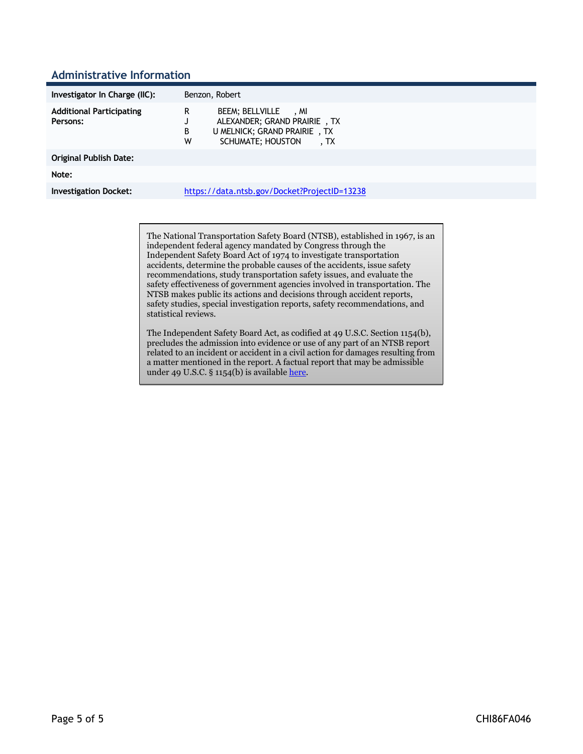## Administrative Information

| | |
|---|---|
| **Investigator In Charge (IIC):** | Benzon, Robert |
| **Additional Participating Persons:** | R BEEM; BELLVILLE , MI<br>J ALEXANDER; GRAND PRAIRIE , TX<br>B U MELNICK; GRAND PRAIRIE , TX<br>W SCHUMATE; HOUSTON , TX |
| **Original Publish Date:** | |
| **Note:** | |
| **Investigation Docket:** | https://data.ntsb.gov/Docket?ProjectID=13238 |

The National Transportation Safety Board (NTSB), established in 1967, is an independent federal agency mandated by Congress through the Independent Safety Board Act of 1974 to investigate transportation accidents, determine the probable causes of the accidents, issue safety recommendations, study transportation safety issues, and evaluate the safety effectiveness of government agencies involved in transportation. The NTSB makes public its actions and decisions through accident reports, safety studies, special investigation reports, safety recommendations, and statistical reviews.

The Independent Safety Board Act, as codified at 49 U.S.C. Section 1154(b), precludes the admission into evidence or use of any part of an NTSB report related to an incident or accident in a civil action for damages resulting from a matter mentioned in the report. A factual report that may be admissible under 49 U.S.C. § 1154(b) is available here.